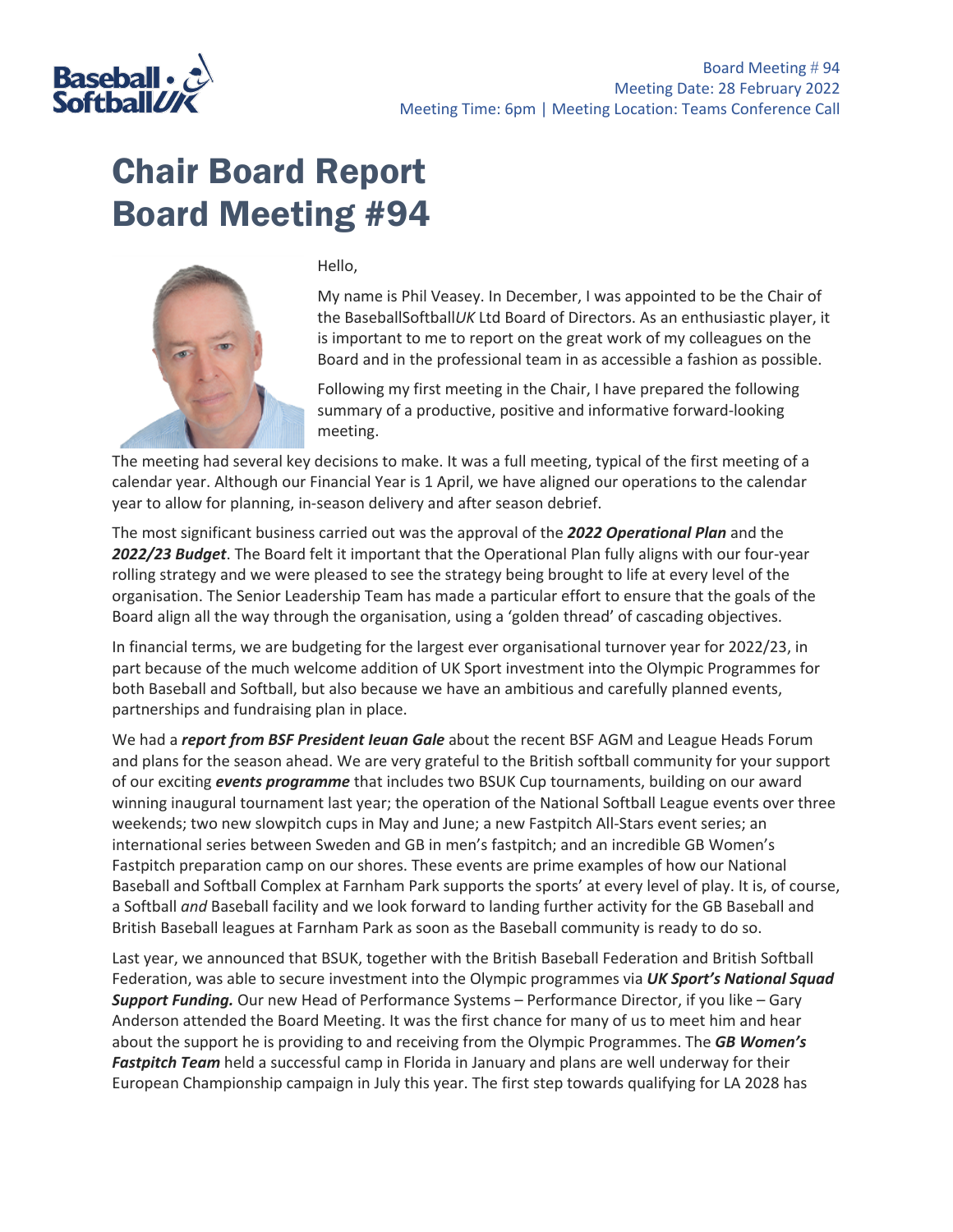Board Meeting # 94
Meeting Date: 28 February 2022
Meeting Time: 6pm | Meeting Location: Teams Conference Call

# Chair Board Report Board Meeting #94

Hello,

My name is Phil Veasey. In December, I was appointed to be the Chair of the BaseballSoftball*UK* Ltd Board of Directors. As an enthusiastic player, it is important to me to report on the great work of my colleagues on the Board and in the professional team in as accessible a fashion as possible.

Following my first meeting in the Chair, I have prepared the following summary of a productive, positive and informative forward-looking meeting.

The meeting had several key decisions to make. It was a full meeting, typical of the first meeting of a calendar year. Although our Financial Year is 1 April, we have aligned our operations to the calendar year to allow for planning, in-season delivery and after season debrief.

The most significant business carried out was the approval of the ***2022 Operational Plan*** and the ***2022/23 Budget***. The Board felt it important that the Operational Plan fully aligns with our four-year rolling strategy and we were pleased to see the strategy being brought to life at every level of the organisation. The Senior Leadership Team has made a particular effort to ensure that the goals of the Board align all the way through the organisation, using a 'golden thread' of cascading objectives.

In financial terms, we are budgeting for the largest ever organisational turnover year for 2022/23, in part because of the much welcome addition of UK Sport investment into the Olympic Programmes for both Baseball and Softball, but also because we have an ambitious and carefully planned events, partnerships and fundraising plan in place.

We had a ***report from BSF President Ieuan Gale*** about the recent BSF AGM and League Heads Forum and plans for the season ahead. We are very grateful to the British softball community for your support of our exciting ***events programme*** that includes two BSUK Cup tournaments, building on our award winning inaugural tournament last year; the operation of the National Softball League events over three weekends; two new slowpitch cups in May and June; a new Fastpitch All-Stars event series; an international series between Sweden and GB in men's fastpitch; and an incredible GB Women's Fastpitch preparation camp on our shores. These events are prime examples of how our National Baseball and Softball Complex at Farnham Park supports the sports' at every level of play. It is, of course, a Softball *and* Baseball facility and we look forward to landing further activity for the GB Baseball and British Baseball leagues at Farnham Park as soon as the Baseball community is ready to do so.

Last year, we announced that BSUK, together with the British Baseball Federation and British Softball Federation, was able to secure investment into the Olympic programmes via ***UK Sport's National Squad Support Funding.*** Our new Head of Performance Systems – Performance Director, if you like – Gary Anderson attended the Board Meeting. It was the first chance for many of us to meet him and hear about the support he is providing to and receiving from the Olympic Programmes. The ***GB Women's Fastpitch Team*** held a successful camp in Florida in January and plans are well underway for their European Championship campaign in July this year. The first step towards qualifying for LA 2028 has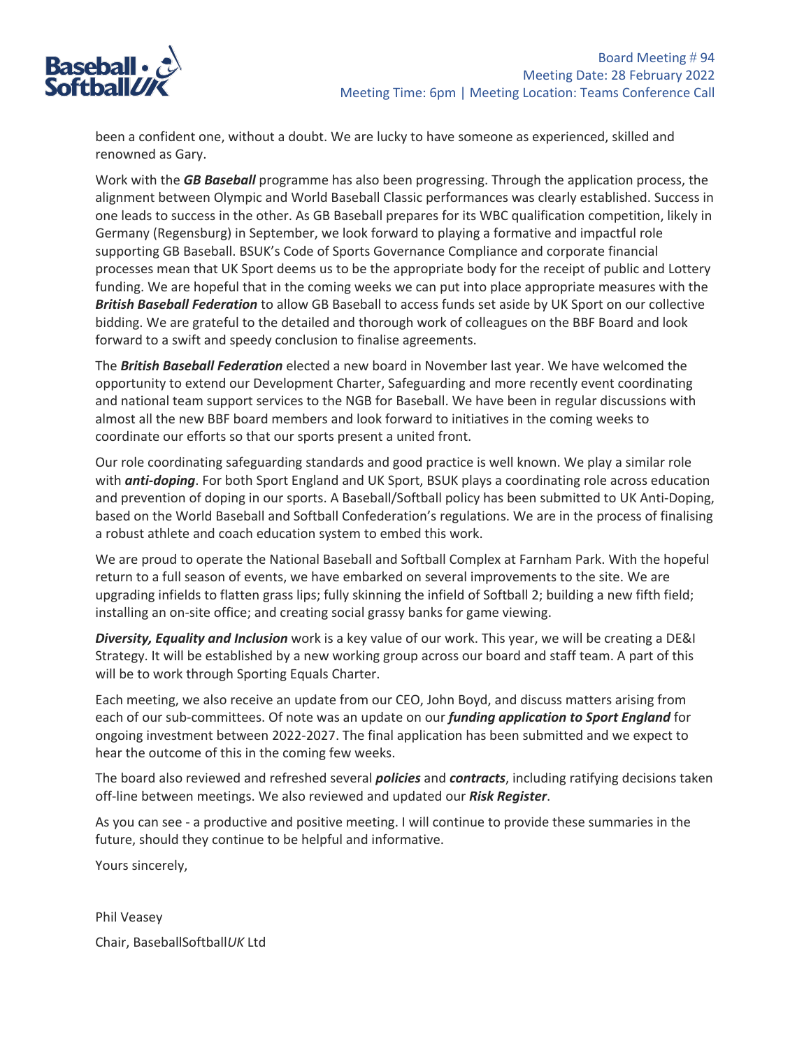been a confident one, without a doubt. We are lucky to have someone as experienced, skilled and renowned as Gary.

Work with the ***GB Baseball*** programme has also been progressing. Through the application process, the alignment between Olympic and World Baseball Classic performances was clearly established. Success in one leads to success in the other. As GB Baseball prepares for its WBC qualification competition, likely in Germany (Regensburg) in September, we look forward to playing a formative and impactful role supporting GB Baseball. BSUK's Code of Sports Governance Compliance and corporate financial processes mean that UK Sport deems us to be the appropriate body for the receipt of public and Lottery funding. We are hopeful that in the coming weeks we can put into place appropriate measures with the ***British Baseball Federation*** to allow GB Baseball to access funds set aside by UK Sport on our collective bidding. We are grateful to the detailed and thorough work of colleagues on the BBF Board and look forward to a swift and speedy conclusion to finalise agreements.

The ***British Baseball Federation*** elected a new board in November last year. We have welcomed the opportunity to extend our Development Charter, Safeguarding and more recently event coordinating and national team support services to the NGB for Baseball. We have been in regular discussions with almost all the new BBF board members and look forward to initiatives in the coming weeks to coordinate our efforts so that our sports present a united front.

Our role coordinating safeguarding standards and good practice is well known. We play a similar role with ***anti-doping***. For both Sport England and UK Sport, BSUK plays a coordinating role across education and prevention of doping in our sports. A Baseball/Softball policy has been submitted to UK Anti-Doping, based on the World Baseball and Softball Confederation's regulations. We are in the process of finalising a robust athlete and coach education system to embed this work.

We are proud to operate the National Baseball and Softball Complex at Farnham Park. With the hopeful return to a full season of events, we have embarked on several improvements to the site. We are upgrading infields to flatten grass lips; fully skinning the infield of Softball 2; building a new fifth field; installing an on-site office; and creating social grassy banks for game viewing.

***Diversity, Equality and Inclusion*** work is a key value of our work. This year, we will be creating a DE&I Strategy. It will be established by a new working group across our board and staff team. A part of this will be to work through Sporting Equals Charter.

Each meeting, we also receive an update from our CEO, John Boyd, and discuss matters arising from each of our sub-committees. Of note was an update on our ***funding application to Sport England*** for ongoing investment between 2022-2027. The final application has been submitted and we expect to hear the outcome of this in the coming few weeks.

The board also reviewed and refreshed several ***policies*** and ***contracts***, including ratifying decisions taken off-line between meetings. We also reviewed and updated our ***Risk Register***.

As you can see - a productive and positive meeting. I will continue to provide these summaries in the future, should they continue to be helpful and informative.

Yours sincerely,

Phil Veasey

Chair, BaseballSoftball*UK* Ltd